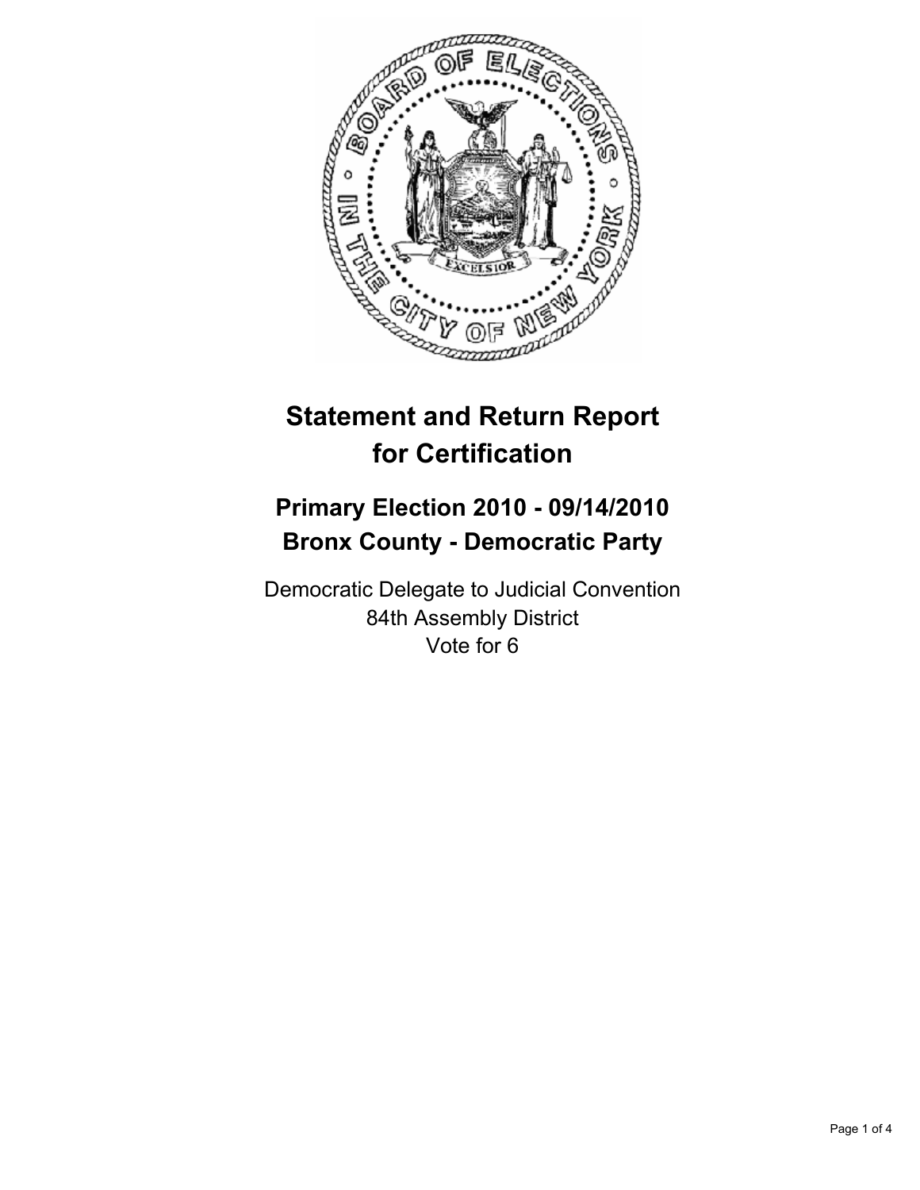# Statement and Return Report for Certification

## Primary Election 2010 - 09/14/2010
## Bronx County - Democratic Party

Democratic Delegate to Judicial Convention
84th Assembly District
Vote for 6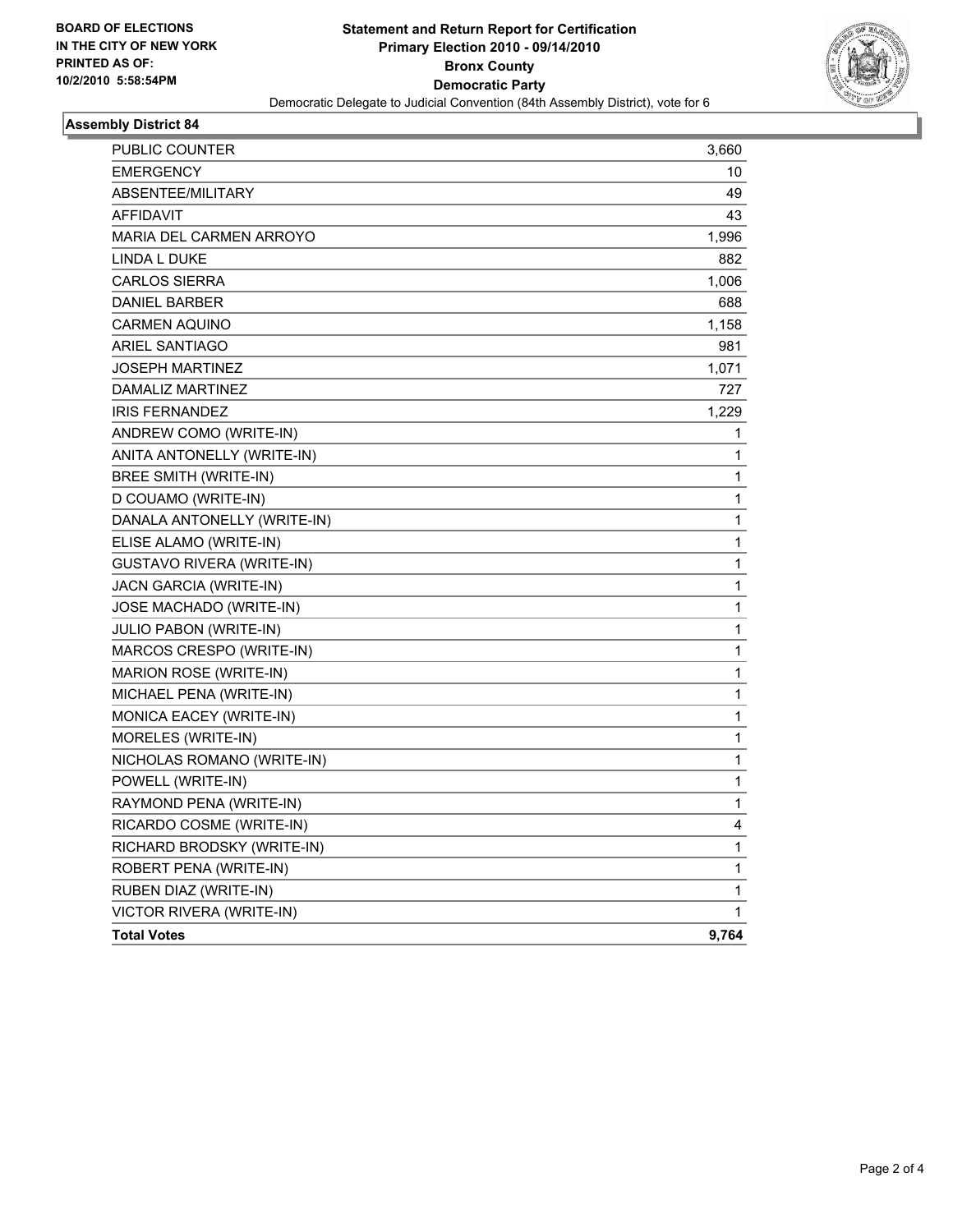**BOARD OF ELECTIONS IN THE CITY OF NEW YORK PRINTED AS OF: 10/2/2010 5:58:54PM**

**Statement and Return Report for Certification**
**Primary Election 2010 - 09/14/2010**
**Bronx County**
**Democratic Party**
Democratic Delegate to Judicial Convention (84th Assembly District), vote for 6

## Assembly District 84

| | |
|---|---|
| PUBLIC COUNTER | 3,660 |
| EMERGENCY | 10 |
| ABSENTEE/MILITARY | 49 |
| AFFIDAVIT | 43 |
| MARIA DEL CARMEN ARROYO | 1,996 |
| LINDA L DUKE | 882 |
| CARLOS SIERRA | 1,006 |
| DANIEL BARBER | 688 |
| CARMEN AQUINO | 1,158 |
| ARIEL SANTIAGO | 981 |
| JOSEPH MARTINEZ | 1,071 |
| DAMALIZ MARTINEZ | 727 |
| IRIS FERNANDEZ | 1,229 |
| ANDREW COMO (WRITE-IN) | 1 |
| ANITA ANTONELLY (WRITE-IN) | 1 |
| BREE SMITH (WRITE-IN) | 1 |
| D COUAMO (WRITE-IN) | 1 |
| DANALA ANTONELLY (WRITE-IN) | 1 |
| ELISE ALAMO (WRITE-IN) | 1 |
| GUSTAVO RIVERA (WRITE-IN) | 1 |
| JACN GARCIA (WRITE-IN) | 1 |
| JOSE MACHADO (WRITE-IN) | 1 |
| JULIO PABON (WRITE-IN) | 1 |
| MARCOS CRESPO (WRITE-IN) | 1 |
| MARION ROSE (WRITE-IN) | 1 |
| MICHAEL PENA (WRITE-IN) | 1 |
| MONICA EACEY (WRITE-IN) | 1 |
| MORELES (WRITE-IN) | 1 |
| NICHOLAS ROMANO (WRITE-IN) | 1 |
| POWELL (WRITE-IN) | 1 |
| RAYMOND PENA (WRITE-IN) | 1 |
| RICARDO COSME (WRITE-IN) | 4 |
| RICHARD BRODSKY (WRITE-IN) | 1 |
| ROBERT PENA (WRITE-IN) | 1 |
| RUBEN DIAZ (WRITE-IN) | 1 |
| VICTOR RIVERA (WRITE-IN) | 1 |
| **Total Votes** | **9,764** |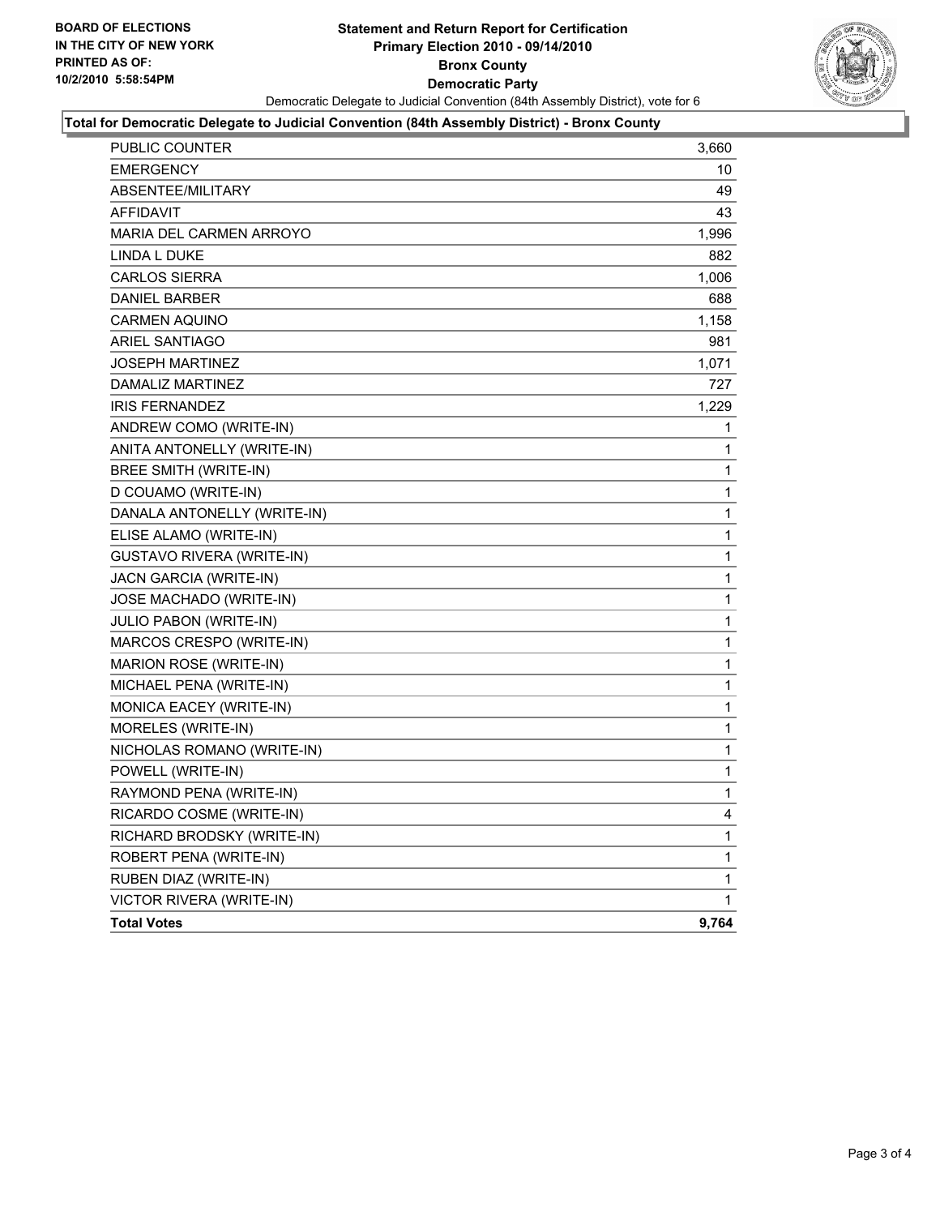BOARD OF ELECTIONS
IN THE CITY OF NEW YORK
PRINTED AS OF:
10/2/2010 5:58:54PM

**Statement and Return Report for Certification**
**Primary Election 2010 - 09/14/2010**
**Bronx County**
**Democratic Party**
Democratic Delegate to Judicial Convention (84th Assembly District), vote for 6

**Total for Democratic Delegate to Judicial Convention (84th Assembly District) - Bronx County**

| | |
|---|---|
| PUBLIC COUNTER | 3,660 |
| EMERGENCY | 10 |
| ABSENTEE/MILITARY | 49 |
| AFFIDAVIT | 43 |
| MARIA DEL CARMEN ARROYO | 1,996 |
| LINDA L DUKE | 882 |
| CARLOS SIERRA | 1,006 |
| DANIEL BARBER | 688 |
| CARMEN AQUINO | 1,158 |
| ARIEL SANTIAGO | 981 |
| JOSEPH MARTINEZ | 1,071 |
| DAMALIZ MARTINEZ | 727 |
| IRIS FERNANDEZ | 1,229 |
| ANDREW COMO (WRITE-IN) | 1 |
| ANITA ANTONELLY (WRITE-IN) | 1 |
| BREE SMITH (WRITE-IN) | 1 |
| D COUAMO (WRITE-IN) | 1 |
| DANALA ANTONELLY (WRITE-IN) | 1 |
| ELISE ALAMO (WRITE-IN) | 1 |
| GUSTAVO RIVERA (WRITE-IN) | 1 |
| JACN GARCIA (WRITE-IN) | 1 |
| JOSE MACHADO (WRITE-IN) | 1 |
| JULIO PABON (WRITE-IN) | 1 |
| MARCOS CRESPO (WRITE-IN) | 1 |
| MARION ROSE (WRITE-IN) | 1 |
| MICHAEL PENA (WRITE-IN) | 1 |
| MONICA EACEY (WRITE-IN) | 1 |
| MORELES (WRITE-IN) | 1 |
| NICHOLAS ROMANO (WRITE-IN) | 1 |
| POWELL (WRITE-IN) | 1 |
| RAYMOND PENA (WRITE-IN) | 1 |
| RICARDO COSME (WRITE-IN) | 4 |
| RICHARD BRODSKY (WRITE-IN) | 1 |
| ROBERT PENA (WRITE-IN) | 1 |
| RUBEN DIAZ (WRITE-IN) | 1 |
| VICTOR RIVERA (WRITE-IN) | 1 |
| **Total Votes** | **9,764** |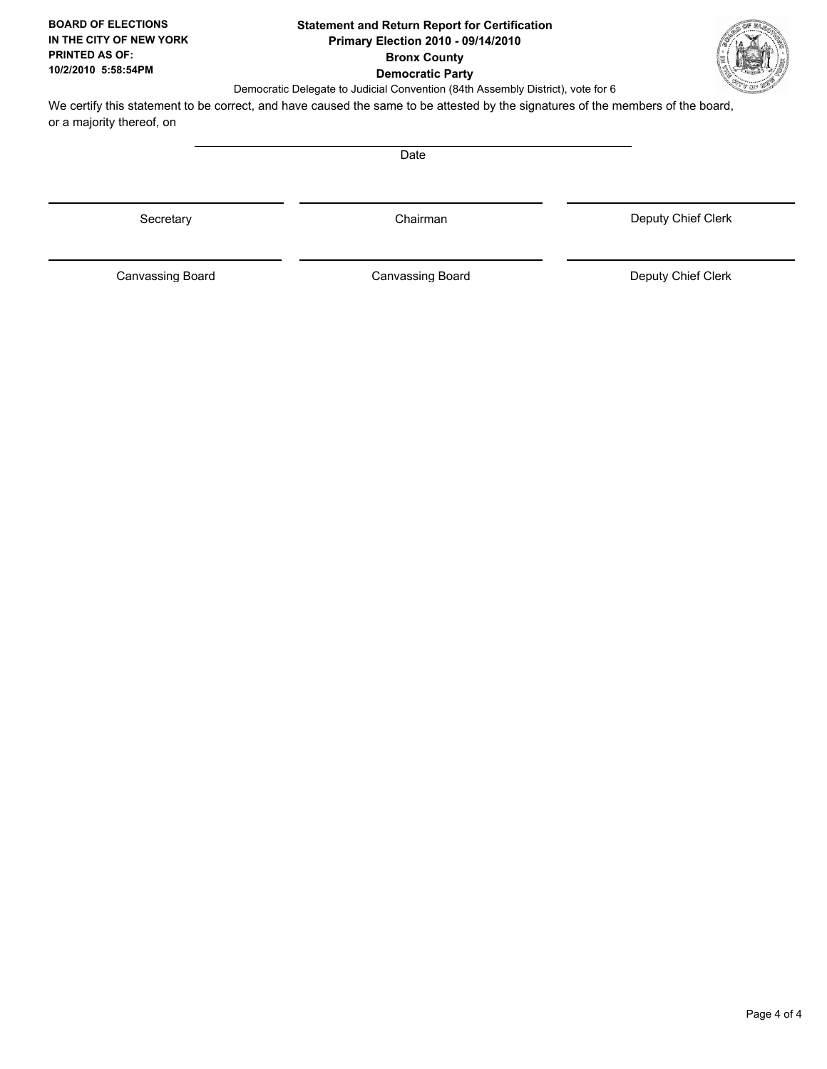**BOARD OF ELECTIONS**
**IN THE CITY OF NEW YORK**
**PRINTED AS OF:**
**10/2/2010 5:58:54PM**

**Statement and Return Report for Certification**
**Primary Election 2010 - 09/14/2010**
**Bronx County**
**Democratic Party**

Democratic Delegate to Judicial Convention (84th Assembly District), vote for 6

We certify this statement to be correct, and have caused the same to be attested by the signatures of the members of the board, or a majority thereof, on

_______________________________________________
Date

| | | |
|---|---|---|
| Secretary | Chairman | Deputy Chief Clerk |
| Canvassing Board | Canvassing Board | Deputy Chief Clerk |